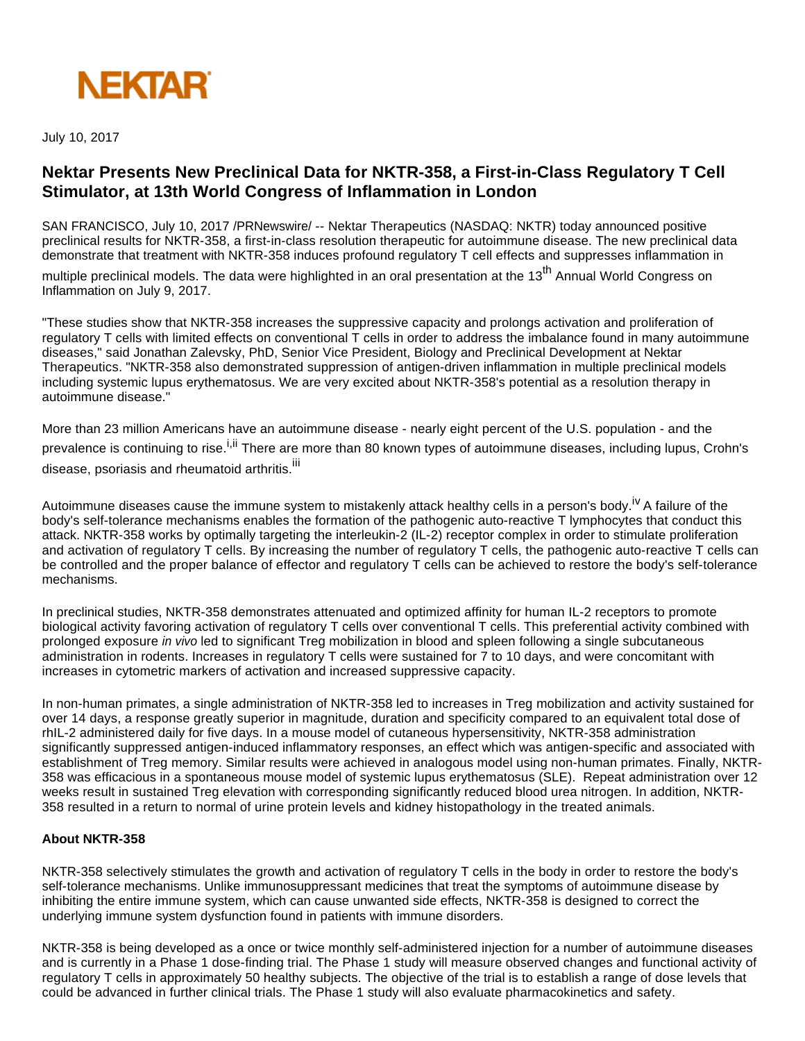NEKTAR

July 10, 2017

# Nektar Presents New Preclinical Data for NKTR-358, a First-in-Class Regulatory T Cell Stimulator, at 13th World Congress of Inflammation in London

SAN FRANCISCO, July 10, 2017 /PRNewswire/ -- Nektar Therapeutics (NASDAQ: NKTR) today announced positive preclinical results for NKTR-358, a first-in-class resolution therapeutic for autoimmune disease. The new preclinical data demonstrate that treatment with NKTR-358 induces profound regulatory T cell effects and suppresses inflammation in multiple preclinical models. The data were highlighted in an oral presentation at the 13th Annual World Congress on Inflammation on July 9, 2017.

"These studies show that NKTR-358 increases the suppressive capacity and prolongs activation and proliferation of regulatory T cells with limited effects on conventional T cells in order to address the imbalance found in many autoimmune diseases," said Jonathan Zalevsky, PhD, Senior Vice President, Biology and Preclinical Development at Nektar Therapeutics. "NKTR-358 also demonstrated suppression of antigen-driven inflammation in multiple preclinical models including systemic lupus erythematosus. We are very excited about NKTR-358's potential as a resolution therapy in autoimmune disease."

More than 23 million Americans have an autoimmune disease - nearly eight percent of the U.S. population - and the prevalence is continuing to rise.[i,ii] There are more than 80 known types of autoimmune diseases, including lupus, Crohn's disease, psoriasis and rheumatoid arthritis.[iii]

Autoimmune diseases cause the immune system to mistakenly attack healthy cells in a person's body.[iv] A failure of the body's self-tolerance mechanisms enables the formation of the pathogenic auto-reactive T lymphocytes that conduct this attack. NKTR-358 works by optimally targeting the interleukin-2 (IL-2) receptor complex in order to stimulate proliferation and activation of regulatory T cells. By increasing the number of regulatory T cells, the pathogenic auto-reactive T cells can be controlled and the proper balance of effector and regulatory T cells can be achieved to restore the body's self-tolerance mechanisms.

In preclinical studies, NKTR-358 demonstrates attenuated and optimized affinity for human IL-2 receptors to promote biological activity favoring activation of regulatory T cells over conventional T cells. This preferential activity combined with prolonged exposure *in vivo* led to significant Treg mobilization in blood and spleen following a single subcutaneous administration in rodents. Increases in regulatory T cells were sustained for 7 to 10 days, and were concomitant with increases in cytometric markers of activation and increased suppressive capacity.

In non-human primates, a single administration of NKTR-358 led to increases in Treg mobilization and activity sustained for over 14 days, a response greatly superior in magnitude, duration and specificity compared to an equivalent total dose of rhIL-2 administered daily for five days. In a mouse model of cutaneous hypersensitivity, NKTR-358 administration significantly suppressed antigen-induced inflammatory responses, an effect which was antigen-specific and associated with establishment of Treg memory. Similar results were achieved in analogous model using non-human primates. Finally, NKTR-358 was efficacious in a spontaneous mouse model of systemic lupus erythematosus (SLE). Repeat administration over 12 weeks result in sustained Treg elevation with corresponding significantly reduced blood urea nitrogen. In addition, NKTR-358 resulted in a return to normal of urine protein levels and kidney histopathology in the treated animals.

**About NKTR-358**

NKTR-358 selectively stimulates the growth and activation of regulatory T cells in the body in order to restore the body's self-tolerance mechanisms. Unlike immunosuppressant medicines that treat the symptoms of autoimmune disease by inhibiting the entire immune system, which can cause unwanted side effects, NKTR-358 is designed to correct the underlying immune system dysfunction found in patients with immune disorders.

NKTR-358 is being developed as a once or twice monthly self-administered injection for a number of autoimmune diseases and is currently in a Phase 1 dose-finding trial. The Phase 1 study will measure observed changes and functional activity of regulatory T cells in approximately 50 healthy subjects. The objective of the trial is to establish a range of dose levels that could be advanced in further clinical trials. The Phase 1 study will also evaluate pharmacokinetics and safety.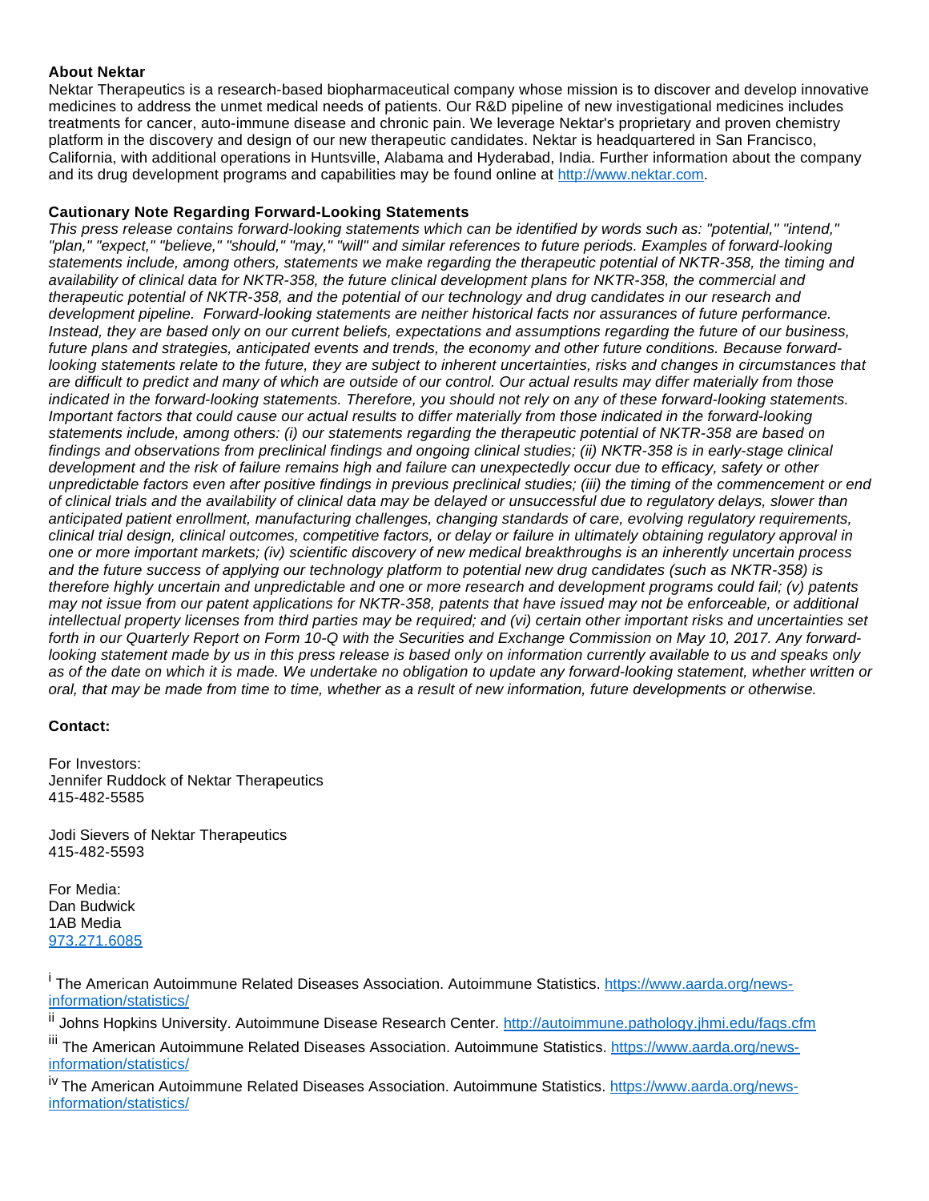**About Nektar**

Nektar Therapeutics is a research-based biopharmaceutical company whose mission is to discover and develop innovative medicines to address the unmet medical needs of patients. Our R&D pipeline of new investigational medicines includes treatments for cancer, auto-immune disease and chronic pain. We leverage Nektar's proprietary and proven chemistry platform in the discovery and design of our new therapeutic candidates. Nektar is headquartered in San Francisco, California, with additional operations in Huntsville, Alabama and Hyderabad, India. Further information about the company and its drug development programs and capabilities may be found online at [http://www.nektar.com](http://www.nektar.com).

**Cautionary Note Regarding Forward-Looking Statements**

*This press release contains forward-looking statements which can be identified by words such as: "potential," "intend," "plan," "expect," "believe," "should," "may," "will" and similar references to future periods. Examples of forward-looking statements include, among others, statements we make regarding the therapeutic potential of NKTR-358, the timing and availability of clinical data for NKTR-358, the future clinical development plans for NKTR-358, the commercial and therapeutic potential of NKTR-358, and the potential of our technology and drug candidates in our research and development pipeline. Forward-looking statements are neither historical facts nor assurances of future performance. Instead, they are based only on our current beliefs, expectations and assumptions regarding the future of our business, future plans and strategies, anticipated events and trends, the economy and other future conditions. Because forward-looking statements relate to the future, they are subject to inherent uncertainties, risks and changes in circumstances that are difficult to predict and many of which are outside of our control. Our actual results may differ materially from those indicated in the forward-looking statements. Therefore, you should not rely on any of these forward-looking statements. Important factors that could cause our actual results to differ materially from those indicated in the forward-looking statements include, among others: (i) our statements regarding the therapeutic potential of NKTR-358 are based on findings and observations from preclinical findings and ongoing clinical studies; (ii) NKTR-358 is in early-stage clinical development and the risk of failure remains high and failure can unexpectedly occur due to efficacy, safety or other unpredictable factors even after positive findings in previous preclinical studies; (iii) the timing of the commencement or end of clinical trials and the availability of clinical data may be delayed or unsuccessful due to regulatory delays, slower than anticipated patient enrollment, manufacturing challenges, changing standards of care, evolving regulatory requirements, clinical trial design, clinical outcomes, competitive factors, or delay or failure in ultimately obtaining regulatory approval in one or more important markets; (iv) scientific discovery of new medical breakthroughs is an inherently uncertain process and the future success of applying our technology platform to potential new drug candidates (such as NKTR-358) is therefore highly uncertain and unpredictable and one or more research and development programs could fail; (v) patents may not issue from our patent applications for NKTR-358, patents that have issued may not be enforceable, or additional intellectual property licenses from third parties may be required; and (vi) certain other important risks and uncertainties set forth in our Quarterly Report on Form 10-Q with the Securities and Exchange Commission on May 10, 2017. Any forward-looking statement made by us in this press release is based only on information currently available to us and speaks only as of the date on which it is made. We undertake no obligation to update any forward-looking statement, whether written or oral, that may be made from time to time, whether as a result of new information, future developments or otherwise.*

**Contact:**

For Investors:
Jennifer Ruddock of Nektar Therapeutics
415-482-5585

Jodi Sievers of Nektar Therapeutics
415-482-5593

For Media:
Dan Budwick
1AB Media
973.271.6085

[i] The American Autoimmune Related Diseases Association. Autoimmune Statistics. [https://www.aarda.org/news-information/statistics/](https://www.aarda.org/news-information/statistics/)

[ii] Johns Hopkins University. Autoimmune Disease Research Center. [http://autoimmune.pathology.jhmi.edu/faqs.cfm](http://autoimmune.pathology.jhmi.edu/faqs.cfm)

[iii] The American Autoimmune Related Diseases Association. Autoimmune Statistics. [https://www.aarda.org/news-information/statistics/](https://www.aarda.org/news-information/statistics/)

[iv] The American Autoimmune Related Diseases Association. Autoimmune Statistics. [https://www.aarda.org/news-information/statistics/](https://www.aarda.org/news-information/statistics/)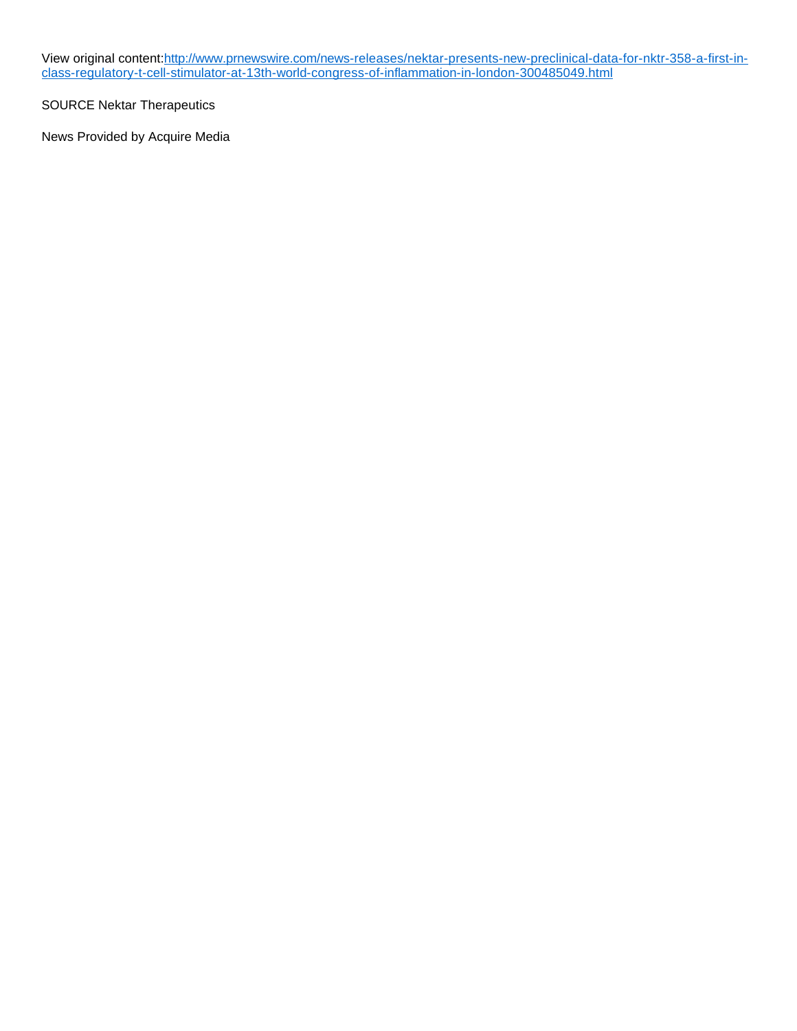View original content:[http://www.prnewswire.com/news-releases/nektar-presents-new-preclinical-data-for-nktr-358-a-first-in-class-regulatory-t-cell-stimulator-at-13th-world-congress-of-inflammation-in-london-300485049.html](http://www.prnewswire.com/news-releases/nektar-presents-new-preclinical-data-for-nktr-358-a-first-in-class-regulatory-t-cell-stimulator-at-13th-world-congress-of-inflammation-in-london-300485049.html)

SOURCE Nektar Therapeutics

News Provided by Acquire Media